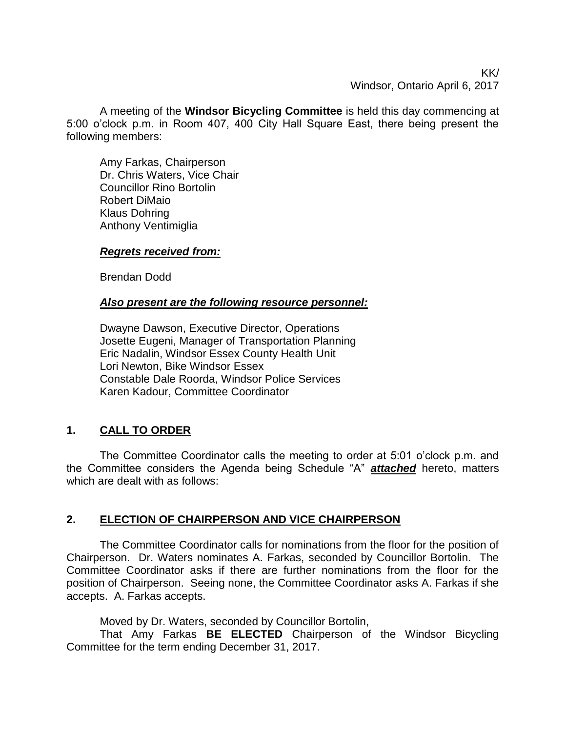KK/
Windsor, Ontario April 6, 2017

A meeting of the **Windsor Bicycling Committee** is held this day commencing at 5:00 o'clock p.m. in Room 407, 400 City Hall Square East, there being present the following members:

Amy Farkas, Chairperson
Dr. Chris Waters, Vice Chair
Councillor Rino Bortolin
Robert DiMaio
Klaus Dohring
Anthony Ventimiglia

***Regrets received from:***

Brendan Dodd

***Also present are the following resource personnel:***

Dwayne Dawson, Executive Director, Operations
Josette Eugeni, Manager of Transportation Planning
Eric Nadalin, Windsor Essex County Health Unit
Lori Newton, Bike Windsor Essex
Constable Dale Roorda, Windsor Police Services
Karen Kadour, Committee Coordinator

## 1. CALL TO ORDER

The Committee Coordinator calls the meeting to order at 5:01 o'clock p.m. and the Committee considers the Agenda being Schedule "A" ***attached*** hereto, matters which are dealt with as follows:

## 2. ELECTION OF CHAIRPERSON AND VICE CHAIRPERSON

The Committee Coordinator calls for nominations from the floor for the position of Chairperson. Dr. Waters nominates A. Farkas, seconded by Councillor Bortolin. The Committee Coordinator asks if there are further nominations from the floor for the position of Chairperson. Seeing none, the Committee Coordinator asks A. Farkas if she accepts. A. Farkas accepts.

Moved by Dr. Waters, seconded by Councillor Bortolin,
That Amy Farkas **BE ELECTED** Chairperson of the Windsor Bicycling Committee for the term ending December 31, 2017.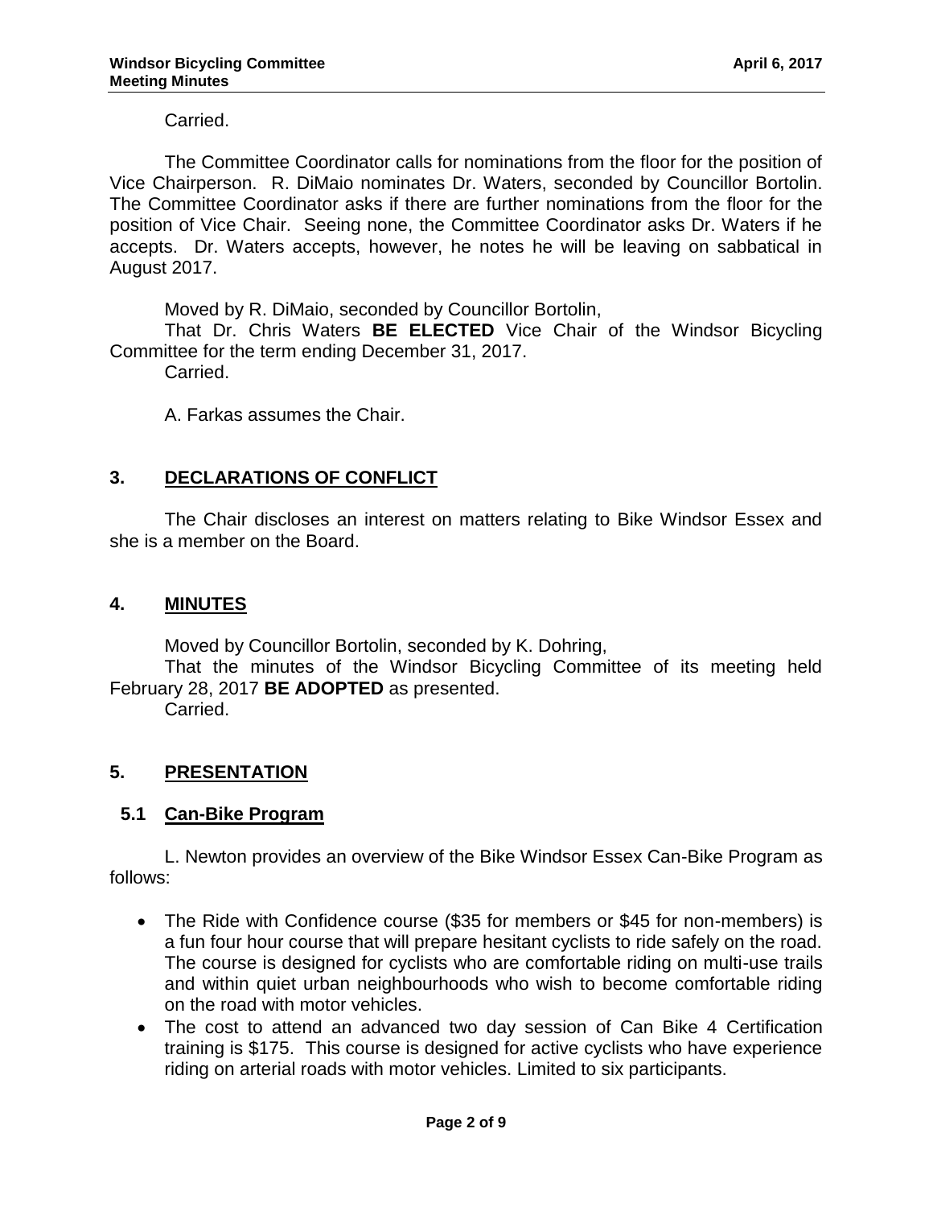Carried.

The Committee Coordinator calls for nominations from the floor for the position of Vice Chairperson. R. DiMaio nominates Dr. Waters, seconded by Councillor Bortolin. The Committee Coordinator asks if there are further nominations from the floor for the position of Vice Chair. Seeing none, the Committee Coordinator asks Dr. Waters if he accepts. Dr. Waters accepts, however, he notes he will be leaving on sabbatical in August 2017.

Moved by R. DiMaio, seconded by Councillor Bortolin,

That Dr. Chris Waters **BE ELECTED** Vice Chair of the Windsor Bicycling Committee for the term ending December 31, 2017.

Carried.

A. Farkas assumes the Chair.

## 3. DECLARATIONS OF CONFLICT

The Chair discloses an interest on matters relating to Bike Windsor Essex and she is a member on the Board.

## 4. MINUTES

Moved by Councillor Bortolin, seconded by K. Dohring,

That the minutes of the Windsor Bicycling Committee of its meeting held February 28, 2017 **BE ADOPTED** as presented.

Carried.

## 5. PRESENTATION

### 5.1 Can-Bike Program

L. Newton provides an overview of the Bike Windsor Essex Can-Bike Program as follows:

- The Ride with Confidence course ($35 for members or $45 for non-members) is a fun four hour course that will prepare hesitant cyclists to ride safely on the road. The course is designed for cyclists who are comfortable riding on multi-use trails and within quiet urban neighbourhoods who wish to become comfortable riding on the road with motor vehicles.
- The cost to attend an advanced two day session of Can Bike 4 Certification training is $175. This course is designed for active cyclists who have experience riding on arterial roads with motor vehicles. Limited to six participants.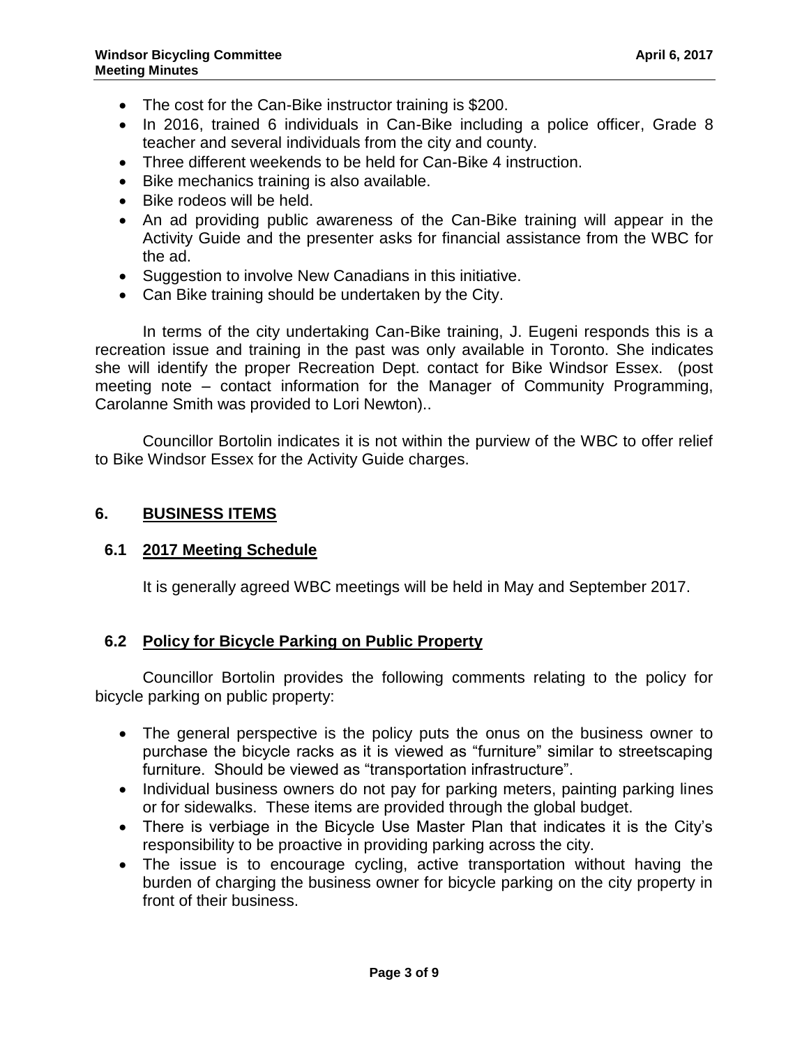- The cost for the Can-Bike instructor training is $200.
- In 2016, trained 6 individuals in Can-Bike including a police officer, Grade 8 teacher and several individuals from the city and county.
- Three different weekends to be held for Can-Bike 4 instruction.
- Bike mechanics training is also available.
- Bike rodeos will be held.
- An ad providing public awareness of the Can-Bike training will appear in the Activity Guide and the presenter asks for financial assistance from the WBC for the ad.
- Suggestion to involve New Canadians in this initiative.
- Can Bike training should be undertaken by the City.

In terms of the city undertaking Can-Bike training, J. Eugeni responds this is a recreation issue and training in the past was only available in Toronto. She indicates she will identify the proper Recreation Dept. contact for Bike Windsor Essex. (post meeting note – contact information for the Manager of Community Programming, Carolanne Smith was provided to Lori Newton)..

Councillor Bortolin indicates it is not within the purview of the WBC to offer relief to Bike Windsor Essex for the Activity Guide charges.

## 6. BUSINESS ITEMS

### 6.1 2017 Meeting Schedule

It is generally agreed WBC meetings will be held in May and September 2017.

### 6.2 Policy for Bicycle Parking on Public Property

Councillor Bortolin provides the following comments relating to the policy for bicycle parking on public property:

- The general perspective is the policy puts the onus on the business owner to purchase the bicycle racks as it is viewed as "furniture" similar to streetscaping furniture. Should be viewed as "transportation infrastructure".
- Individual business owners do not pay for parking meters, painting parking lines or for sidewalks. These items are provided through the global budget.
- There is verbiage in the Bicycle Use Master Plan that indicates it is the City's responsibility to be proactive in providing parking across the city.
- The issue is to encourage cycling, active transportation without having the burden of charging the business owner for bicycle parking on the city property in front of their business.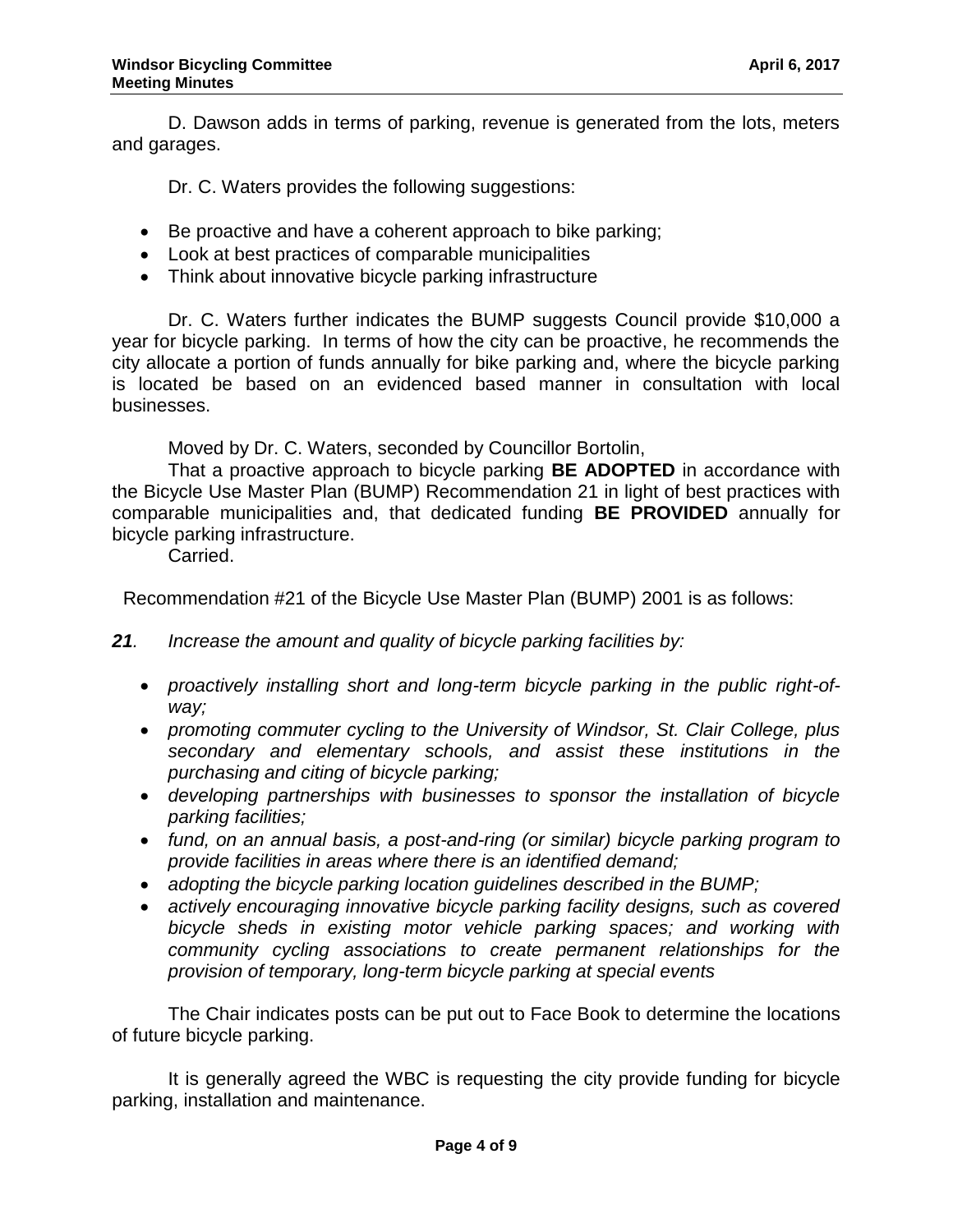D. Dawson adds in terms of parking, revenue is generated from the lots, meters and garages.

Dr. C. Waters provides the following suggestions:

- Be proactive and have a coherent approach to bike parking;
- Look at best practices of comparable municipalities
- Think about innovative bicycle parking infrastructure

Dr. C. Waters further indicates the BUMP suggests Council provide $10,000 a year for bicycle parking. In terms of how the city can be proactive, he recommends the city allocate a portion of funds annually for bike parking and, where the bicycle parking is located be based on an evidenced based manner in consultation with local businesses.

Moved by Dr. C. Waters, seconded by Councillor Bortolin,

That a proactive approach to bicycle parking **BE ADOPTED** in accordance with the Bicycle Use Master Plan (BUMP) Recommendation 21 in light of best practices with comparable municipalities and, that dedicated funding **BE PROVIDED** annually for bicycle parking infrastructure.

Carried.

Recommendation #21 of the Bicycle Use Master Plan (BUMP) 2001 is as follows:

***21**. Increase the amount and quality of bicycle parking facilities by:*

- *proactively installing short and long-term bicycle parking in the public right-of-way;*
- *promoting commuter cycling to the University of Windsor, St. Clair College, plus secondary and elementary schools, and assist these institutions in the purchasing and citing of bicycle parking;*
- *developing partnerships with businesses to sponsor the installation of bicycle parking facilities;*
- *fund, on an annual basis, a post-and-ring (or similar) bicycle parking program to provide facilities in areas where there is an identified demand;*
- *adopting the bicycle parking location guidelines described in the BUMP;*
- *actively encouraging innovative bicycle parking facility designs, such as covered bicycle sheds in existing motor vehicle parking spaces; and working with community cycling associations to create permanent relationships for the provision of temporary, long-term bicycle parking at special events*

The Chair indicates posts can be put out to Face Book to determine the locations of future bicycle parking.

It is generally agreed the WBC is requesting the city provide funding for bicycle parking, installation and maintenance.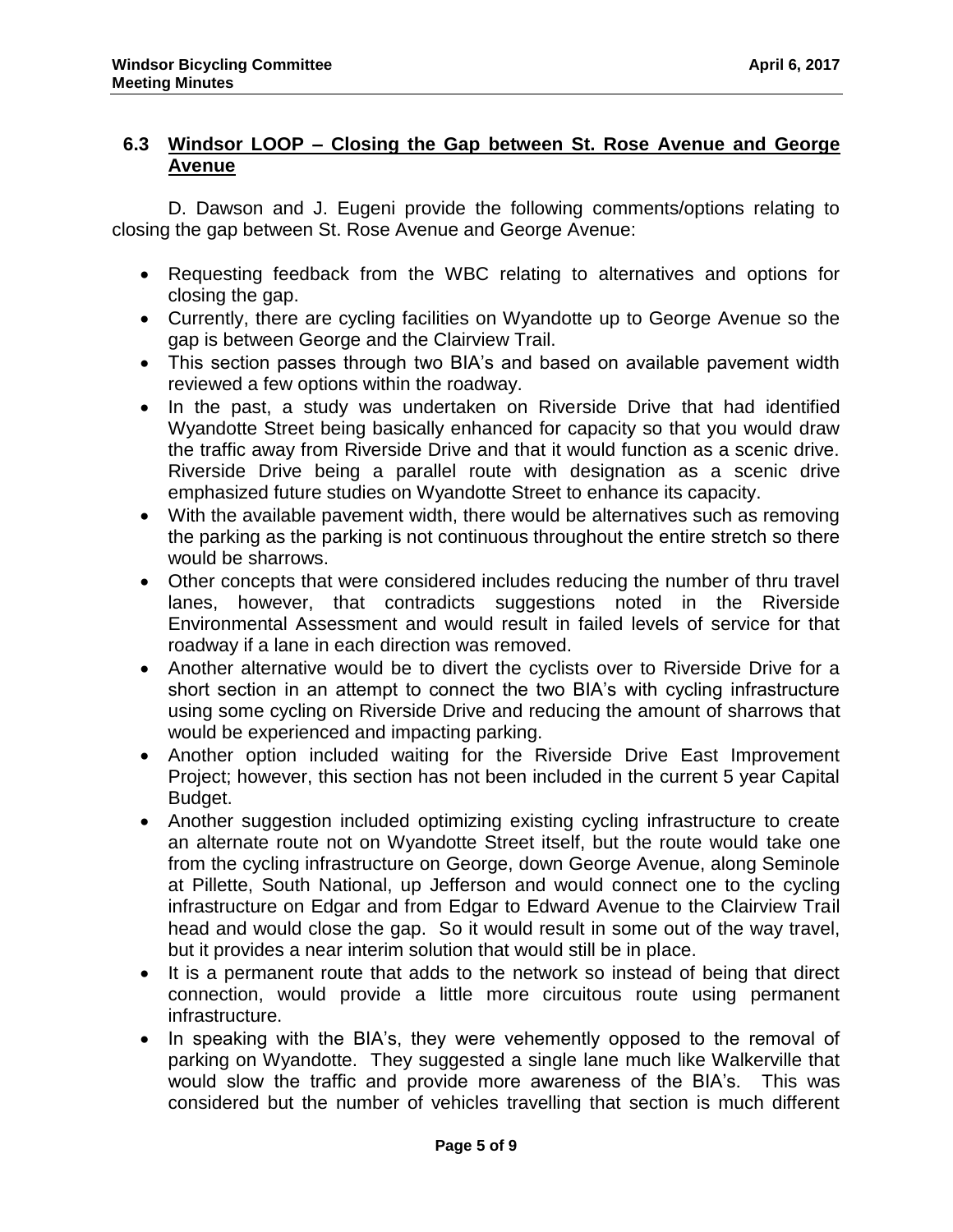### 6.3 Windsor LOOP – Closing the Gap between St. Rose Avenue and George Avenue

D. Dawson and J. Eugeni provide the following comments/options relating to closing the gap between St. Rose Avenue and George Avenue:

- Requesting feedback from the WBC relating to alternatives and options for closing the gap.
- Currently, there are cycling facilities on Wyandotte up to George Avenue so the gap is between George and the Clairview Trail.
- This section passes through two BIA's and based on available pavement width reviewed a few options within the roadway.
- In the past, a study was undertaken on Riverside Drive that had identified Wyandotte Street being basically enhanced for capacity so that you would draw the traffic away from Riverside Drive and that it would function as a scenic drive. Riverside Drive being a parallel route with designation as a scenic drive emphasized future studies on Wyandotte Street to enhance its capacity.
- With the available pavement width, there would be alternatives such as removing the parking as the parking is not continuous throughout the entire stretch so there would be sharrows.
- Other concepts that were considered includes reducing the number of thru travel lanes, however, that contradicts suggestions noted in the Riverside Environmental Assessment and would result in failed levels of service for that roadway if a lane in each direction was removed.
- Another alternative would be to divert the cyclists over to Riverside Drive for a short section in an attempt to connect the two BIA's with cycling infrastructure using some cycling on Riverside Drive and reducing the amount of sharrows that would be experienced and impacting parking.
- Another option included waiting for the Riverside Drive East Improvement Project; however, this section has not been included in the current 5 year Capital Budget.
- Another suggestion included optimizing existing cycling infrastructure to create an alternate route not on Wyandotte Street itself, but the route would take one from the cycling infrastructure on George, down George Avenue, along Seminole at Pillette, South National, up Jefferson and would connect one to the cycling infrastructure on Edgar and from Edgar to Edward Avenue to the Clairview Trail head and would close the gap. So it would result in some out of the way travel, but it provides a near interim solution that would still be in place.
- It is a permanent route that adds to the network so instead of being that direct connection, would provide a little more circuitous route using permanent infrastructure.
- In speaking with the BIA's, they were vehemently opposed to the removal of parking on Wyandotte. They suggested a single lane much like Walkerville that would slow the traffic and provide more awareness of the BIA's. This was considered but the number of vehicles travelling that section is much different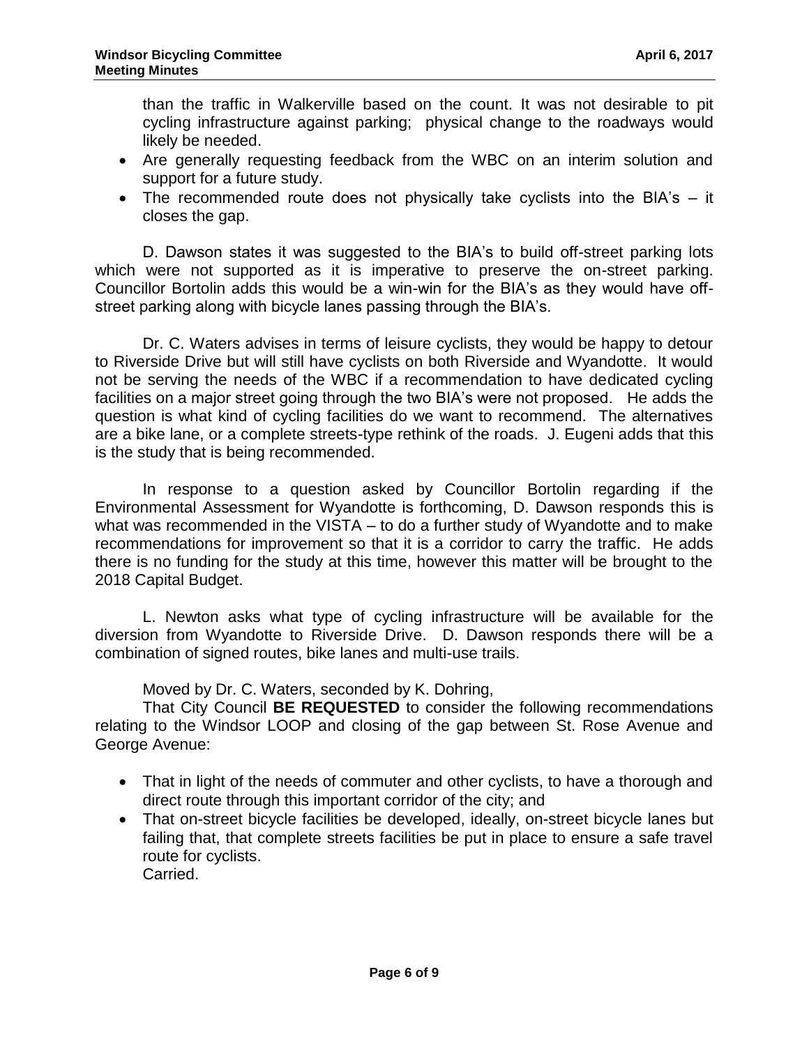than the traffic in Walkerville based on the count. It was not desirable to pit cycling infrastructure against parking; physical change to the roadways would likely be needed.

- Are generally requesting feedback from the WBC on an interim solution and support for a future study.
- The recommended route does not physically take cyclists into the BIA's – it closes the gap.

D. Dawson states it was suggested to the BIA's to build off-street parking lots which were not supported as it is imperative to preserve the on-street parking. Councillor Bortolin adds this would be a win-win for the BIA's as they would have off-street parking along with bicycle lanes passing through the BIA's.

Dr. C. Waters advises in terms of leisure cyclists, they would be happy to detour to Riverside Drive but will still have cyclists on both Riverside and Wyandotte. It would not be serving the needs of the WBC if a recommendation to have dedicated cycling facilities on a major street going through the two BIA's were not proposed. He adds the question is what kind of cycling facilities do we want to recommend. The alternatives are a bike lane, or a complete streets-type rethink of the roads. J. Eugeni adds that this is the study that is being recommended.

In response to a question asked by Councillor Bortolin regarding if the Environmental Assessment for Wyandotte is forthcoming, D. Dawson responds this is what was recommended in the VISTA – to do a further study of Wyandotte and to make recommendations for improvement so that it is a corridor to carry the traffic. He adds there is no funding for the study at this time, however this matter will be brought to the 2018 Capital Budget.

L. Newton asks what type of cycling infrastructure will be available for the diversion from Wyandotte to Riverside Drive. D. Dawson responds there will be a combination of signed routes, bike lanes and multi-use trails.

Moved by Dr. C. Waters, seconded by K. Dohring,

That City Council **BE REQUESTED** to consider the following recommendations relating to the Windsor LOOP and closing of the gap between St. Rose Avenue and George Avenue:

- That in light of the needs of commuter and other cyclists, to have a thorough and direct route through this important corridor of the city; and
- That on-street bicycle facilities be developed, ideally, on-street bicycle lanes but failing that, that complete streets facilities be put in place to ensure a safe travel route for cyclists.
  Carried.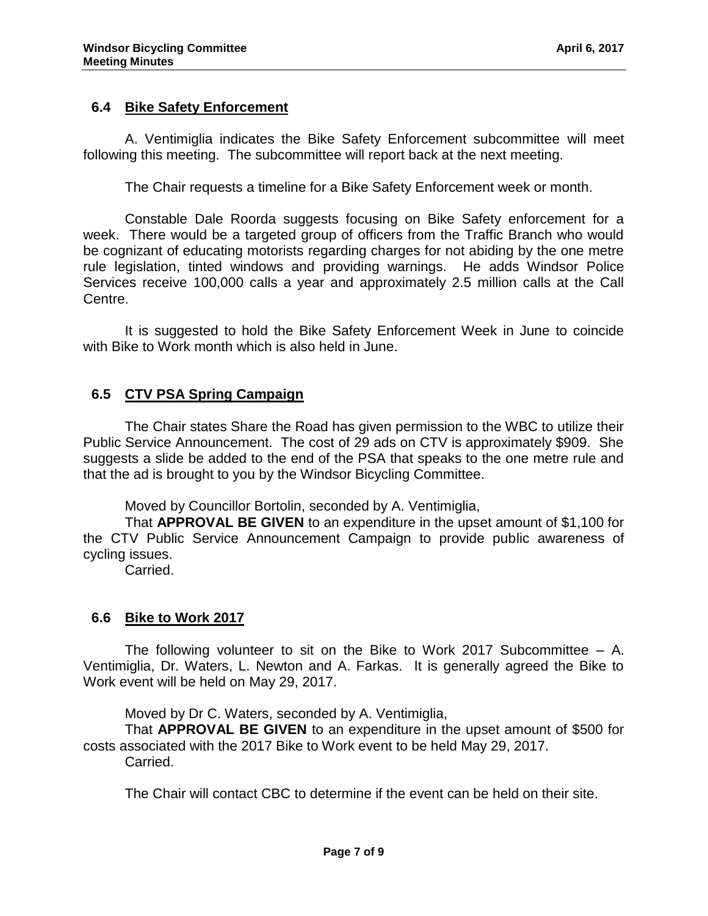## 6.4 Bike Safety Enforcement

A. Ventimiglia indicates the Bike Safety Enforcement subcommittee will meet following this meeting. The subcommittee will report back at the next meeting.

The Chair requests a timeline for a Bike Safety Enforcement week or month.

Constable Dale Roorda suggests focusing on Bike Safety enforcement for a week. There would be a targeted group of officers from the Traffic Branch who would be cognizant of educating motorists regarding charges for not abiding by the one metre rule legislation, tinted windows and providing warnings. He adds Windsor Police Services receive 100,000 calls a year and approximately 2.5 million calls at the Call Centre.

It is suggested to hold the Bike Safety Enforcement Week in June to coincide with Bike to Work month which is also held in June.

## 6.5 CTV PSA Spring Campaign

The Chair states Share the Road has given permission to the WBC to utilize their Public Service Announcement. The cost of 29 ads on CTV is approximately $909. She suggests a slide be added to the end of the PSA that speaks to the one metre rule and that the ad is brought to you by the Windsor Bicycling Committee.

Moved by Councillor Bortolin, seconded by A. Ventimiglia,
That **APPROVAL BE GIVEN** to an expenditure in the upset amount of $1,100 for the CTV Public Service Announcement Campaign to provide public awareness of cycling issues.
Carried.

## 6.6 Bike to Work 2017

The following volunteer to sit on the Bike to Work 2017 Subcommittee – A. Ventimiglia, Dr. Waters, L. Newton and A. Farkas. It is generally agreed the Bike to Work event will be held on May 29, 2017.

Moved by Dr C. Waters, seconded by A. Ventimiglia,
That **APPROVAL BE GIVEN** to an expenditure in the upset amount of $500 for costs associated with the 2017 Bike to Work event to be held May 29, 2017.
Carried.

The Chair will contact CBC to determine if the event can be held on their site.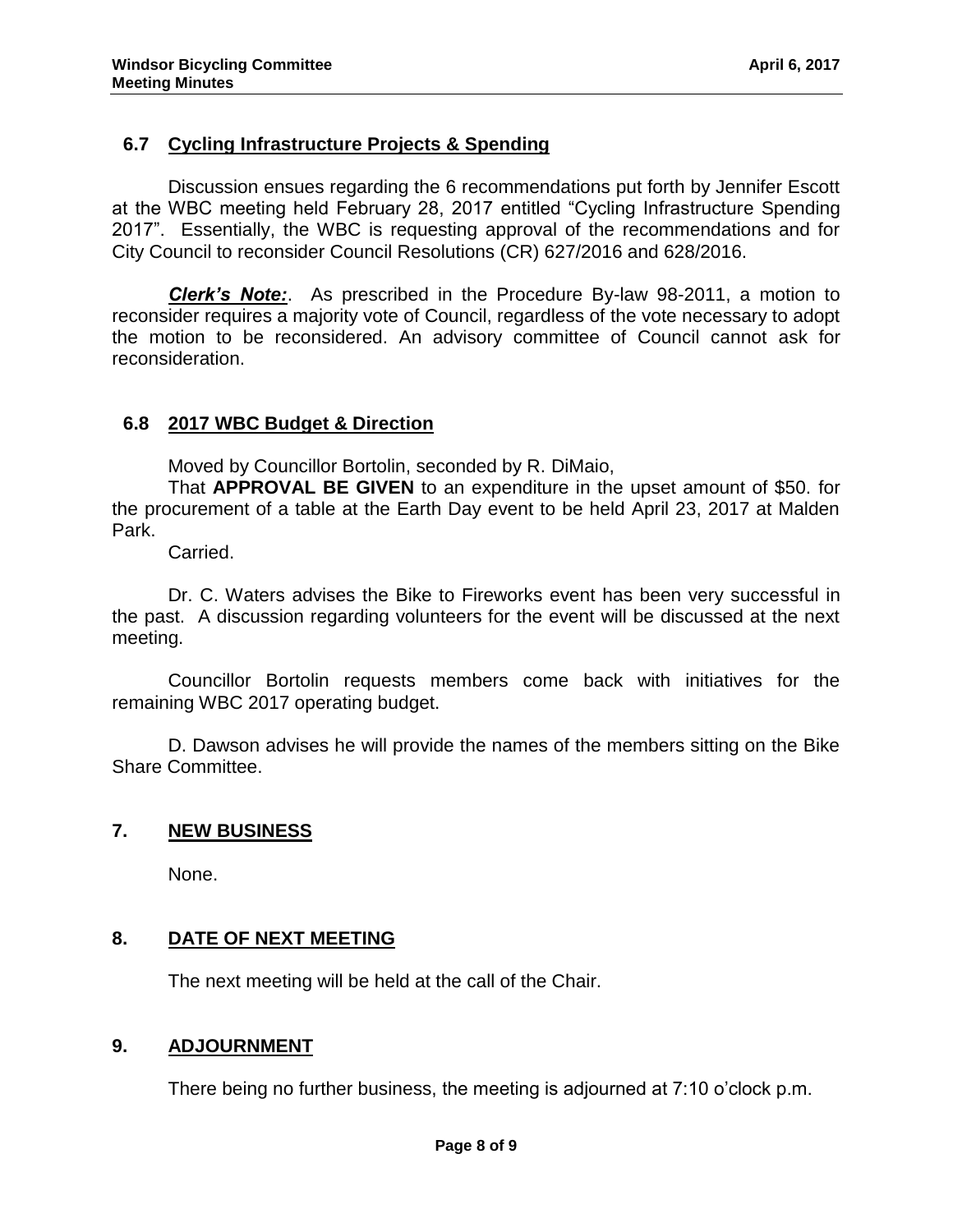### 6.7 Cycling Infrastructure Projects & Spending

Discussion ensues regarding the 6 recommendations put forth by Jennifer Escott at the WBC meeting held February 28, 2017 entitled "Cycling Infrastructure Spending 2017". Essentially, the WBC is requesting approval of the recommendations and for City Council to reconsider Council Resolutions (CR) 627/2016 and 628/2016.

***Clerk's Note:***. As prescribed in the Procedure By-law 98-2011, a motion to reconsider requires a majority vote of Council, regardless of the vote necessary to adopt the motion to be reconsidered. An advisory committee of Council cannot ask for reconsideration.

### 6.8 2017 WBC Budget & Direction

Moved by Councillor Bortolin, seconded by R. DiMaio,

That **APPROVAL BE GIVEN** to an expenditure in the upset amount of $50. for the procurement of a table at the Earth Day event to be held April 23, 2017 at Malden Park.

Carried.

Dr. C. Waters advises the Bike to Fireworks event has been very successful in the past. A discussion regarding volunteers for the event will be discussed at the next meeting.

Councillor Bortolin requests members come back with initiatives for the remaining WBC 2017 operating budget.

D. Dawson advises he will provide the names of the members sitting on the Bike Share Committee.

## 7. NEW BUSINESS

None.

## 8. DATE OF NEXT MEETING

The next meeting will be held at the call of the Chair.

## 9. ADJOURNMENT

There being no further business, the meeting is adjourned at 7:10 o'clock p.m.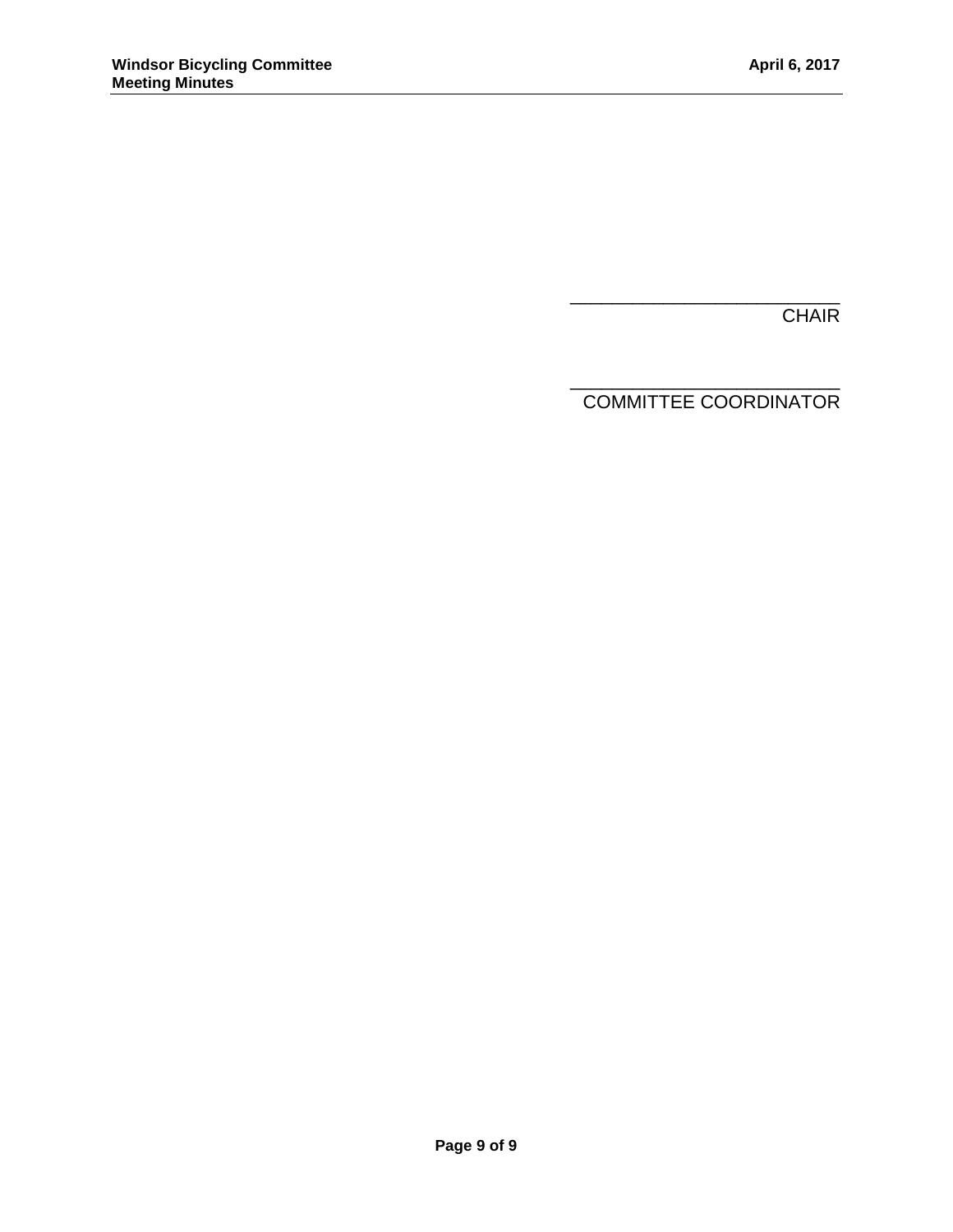\_\_\_\_\_\_\_\_\_\_\_\_\_\_\_\_\_\_\_\_\_\_\_\_\_\_\_\_

CHAIR

\_\_\_\_\_\_\_\_\_\_\_\_\_\_\_\_\_\_\_\_\_\_\_\_\_\_\_\_

COMMITTEE COORDINATOR